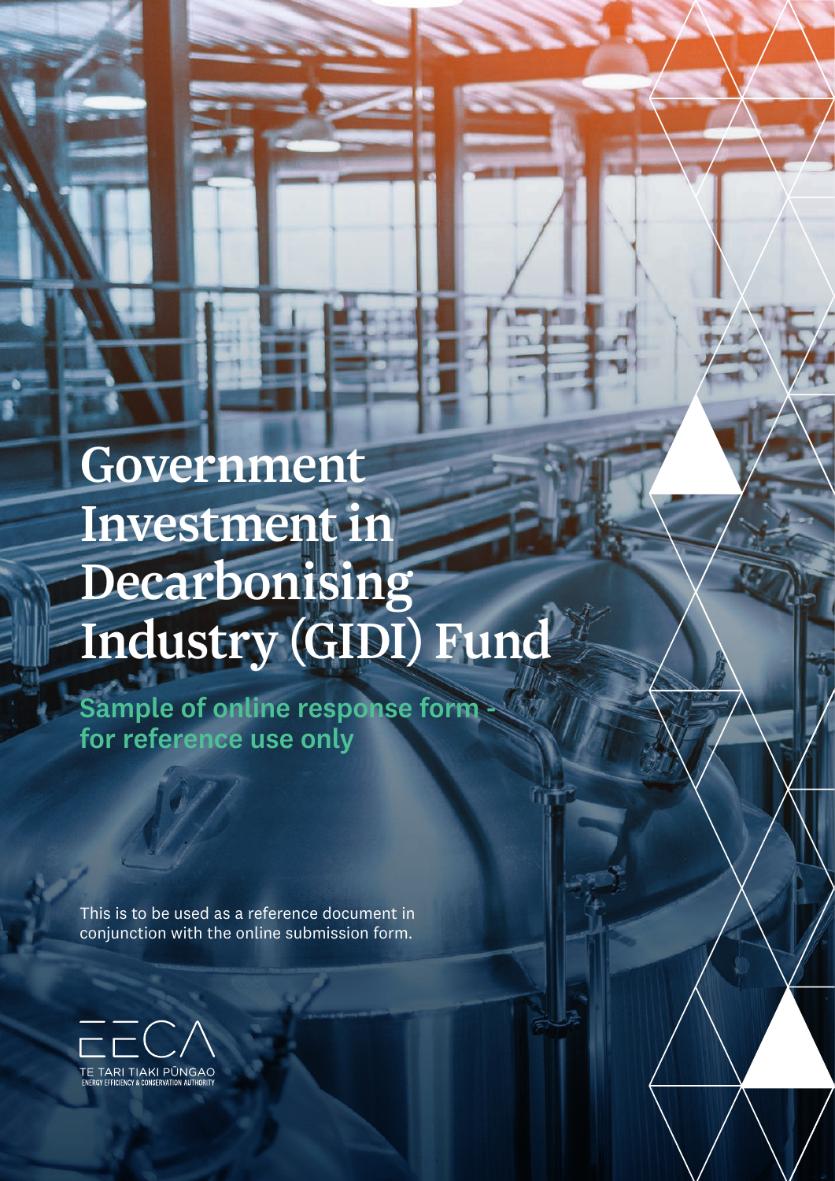# Government Investment in Decarbonising Industry (GIDI) Fund

## Sample of online response form - for reference use only

This is to be used as a reference document in conjunction with the online submission form.

EECA
TE TARI TIAKI PŪNGAO
ENERGY EFFICIENCY & CONSERVATION AUTHORITY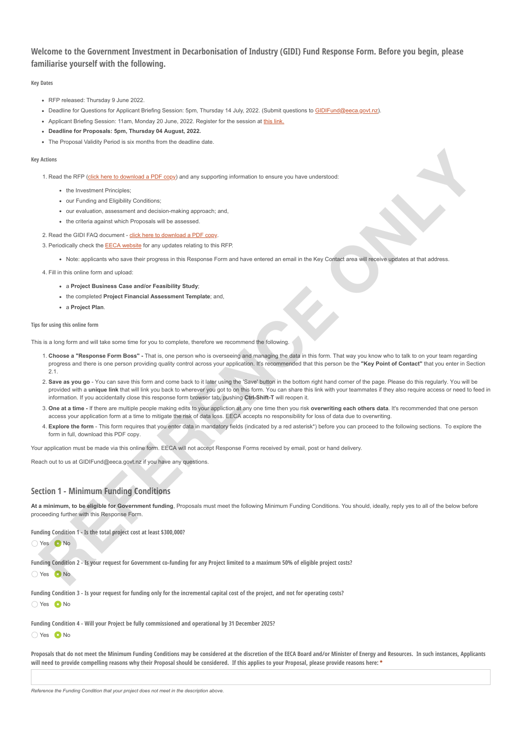## Welcome to the Government Investment in Decarbonisation of Industry (GIDI) Fund Response Form. Before you begin, please familiarise yourself with the following.

#### Key Dates

- RFP released: Thursday 9 June 2022.
- Deadline for Questions for Applicant Briefing Session: 5pm, Thursday 14 July, 2022. (Submit questions to GIDIFund@eeca.govt.nz).
- Applicant Briefing Session: 11am, Monday 20 June, 2022. Register for the session at this link.
- **Deadline for Proposals: 5pm, Thursday 04 August, 2022.**
- The Proposal Validity Period is six months from the deadline date.

#### Key Actions

1. Read the RFP (click here to download a PDF copy) and any supporting information to ensure you have understood:
   - the Investment Principles;
   - our Funding and Eligibility Conditions;
   - our evaluation, assessment and decision-making approach; and,
   - the criteria against which Proposals will be assessed.
2. Read the GIDI FAQ document - click here to download a PDF copy.
3. Periodically check the EECA website for any updates relating to this RFP.
   - Note: applicants who save their progress in this Response Form and have entered an email in the Key Contact area will receive updates at that address.
4. Fill in this online form and upload:
   - a **Project Business Case and/or Feasibility Study**;
   - the completed **Project Financial Assessment Template**; and,
   - a **Project Plan**.

#### Tips for using this online form

This is a long form and will take some time for you to complete, therefore we recommend the following.

1. **Choose a "Response Form Boss" -** That is, one person who is overseeing and managing the data in this form. That way you know who to talk to on your team regarding progress and there is one person providing quality control across your application. It's recommended that this person be the **"Key Point of Contact"** that you enter in Section 2.1.
2. **Save as you go** - You can save this form and come back to it later using the 'Save' button in the bottom right hand corner of the page. Please do this regularly. You will be provided with a **unique link** that will link you back to wherever you got to on this form. You can share this link with your teammates if they also require access or need to feed in information. If you accidentally close this response form browser tab, pushing **Ctrl-Shift-T** will reopen it.
3. **One at a time -** If there are multiple people making edits to your appliction at any one time then you risk **overwriting each others data**. It's recommended that one person access your application form at a time to mitigate the risk of data loss. EECA accepts no responsibility for loss of data due to overwriting.
4. **Explore the form** - This form requires that you enter data in mandatory fields (indicated by a red asterisk*) before you can proceed to the following sections. To explore the form in full, download this PDF copy.

Your application must be made via this online form. EECA will not accept Response Forms received by email, post or hand delivery.

Reach out to us at GIDIFund@eeca.govt.nz if you have any questions.

## Section 1 - Minimum Funding Conditions

**At a minimum, to be eligible for Government funding**, Proposals must meet the following Minimum Funding Conditions. You should, ideally, reply yes to all of the below before proceeding further with this Response Form.

**Funding Condition 1 - Is the total project cost at least $300,000?**

- ( ) Yes
- (•) No

**Funding Condition 2 - Is your request for Government co-funding for any Project limited to a maximum 50% of eligible project costs?**

- ( ) Yes
- (•) No

**Funding Condition 3 - Is your request for funding only for the incremental capital cost of the project, and not for operating costs?**

- ( ) Yes
- (•) No

**Funding Condition 4 - Will your Project be fully commissioned and operational by 31 December 2025?**

- ( ) Yes
- (•) No

**Proposals that do not meet the Minimum Funding Conditions may be considered at the discretion of the EECA Board and/or Minister of Energy and Resources. In such instances, Applicants will need to provide compelling reasons why their Proposal should be considered. If this applies to your Proposal, please provide reasons here:** *

*Reference the Funding Condition that your project does not meet in the description above.*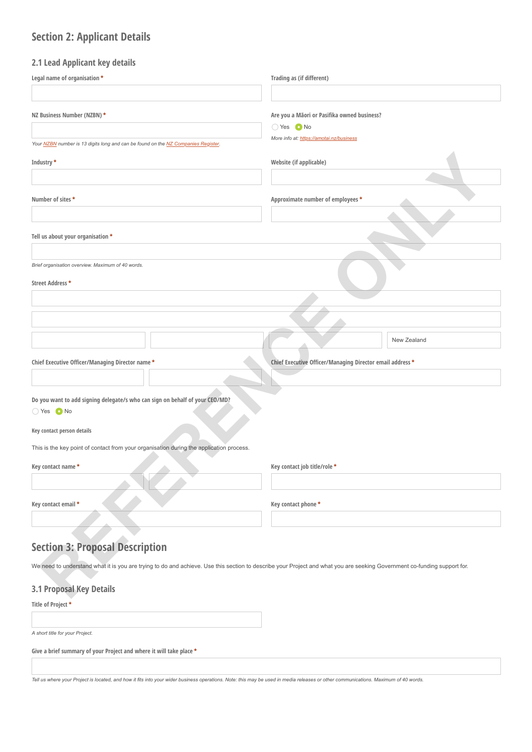## Section 2: Applicant Details

### 2.1 Lead Applicant key details

**Legal name of organisation** *

**Trading as (if different)**

**NZ Business Number (NZBN)** *

*Your NZBN number is 13 digits long and can be found on the NZ Companies Register.*

**Are you a Māori or Pasifika owned business?**

- ◯ Yes
- ◉ No

*More info at: https://amotai.nz/business*

**Industry** *

**Website (if applicable)**

**Number of sites** *

**Approximate number of employees** *

**Tell us about your organisation** *

*Brief organisation overview. Maximum of 40 words.*

**Street Address** *

New Zealand

**Chief Executive Officer/Managing Director name** *

**Chief Executive Officer/Managing Director email address** *

**Do you want to add signing delegate/s who can sign on behalf of your CEO/MD?**

- ◯ Yes
- ◉ No

**Key contact person details**

This is the key point of contact from your organisation during the application process.

**Key contact name** *

**Key contact job title/role** *

**Key contact email** *

**Key contact phone** *

## Section 3: Proposal Description

We need to understand what it is you are trying to do and achieve. Use this section to describe your Project and what you are seeking Government co-funding support for.

### 3.1 Proposal Key Details

**Title of Project** *

*A short title for your Project.*

**Give a brief summary of your Project and where it will take place** *

*Tell us where your Project is located, and how it fits into your wider business operations. Note: this may be used in media releases or other communications. Maximum of 40 words.*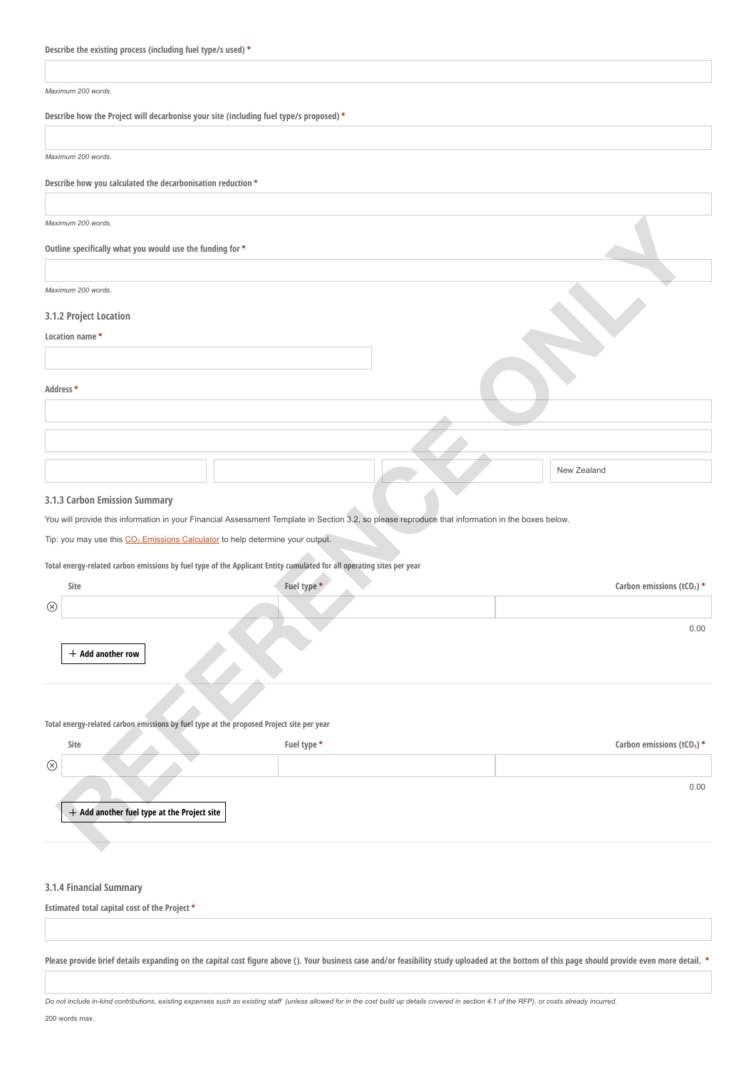**Describe the existing process (including fuel type/s used) \***

*Maximum 200 words.*

**Describe how the Project will decarbonise your site (including fuel type/s proposed) \***

*Maximum 200 words.*

**Describe how you calculated the decarbonisation reduction \***

*Maximum 200 words.*

**Outline specifically what you would use the funding for \***

*Maximum 200 words.*

### 3.1.2 Project Location

**Location name \***

**Address \***

New Zealand

### 3.1.3 Carbon Emission Summary

You will provide this information in your Financial Assessment Template in Section 3.2, so please reproduce that information in the boxes below.

Tip: you may use this $CO_2$ Emissions Calculator to help determine your output.

**Total energy-related carbon emissions by fuel type of the Applicant Entity cumulated for all operating sites per year**

| Site | Fuel type \* | Carbon emissions ($tCO_2$) \* |
|---|---|---|
| | | |
| | | 0.00 |

Add another row

**Total energy-related carbon emissions by fuel type at the proposed Project site per year**

| Site | Fuel type \* | Carbon emissions ($tCO_2$) \* |
|---|---|---|
| | | |
| | | 0.00 |

Add another fuel type at the Project site

### 3.1.4 Financial Summary

**Estimated total capital cost of the Project \***

**Please provide brief details expanding on the capital cost figure above (). Your business case and/or feasibility study uploaded at the bottom of this page should provide even more detail. \***

*Do not include in-kind contributions, existing expenses such as existing staff (unless allowed for in the cost build up details covered in section 4.1 of the RFP), or costs already incurred.*

200 words max.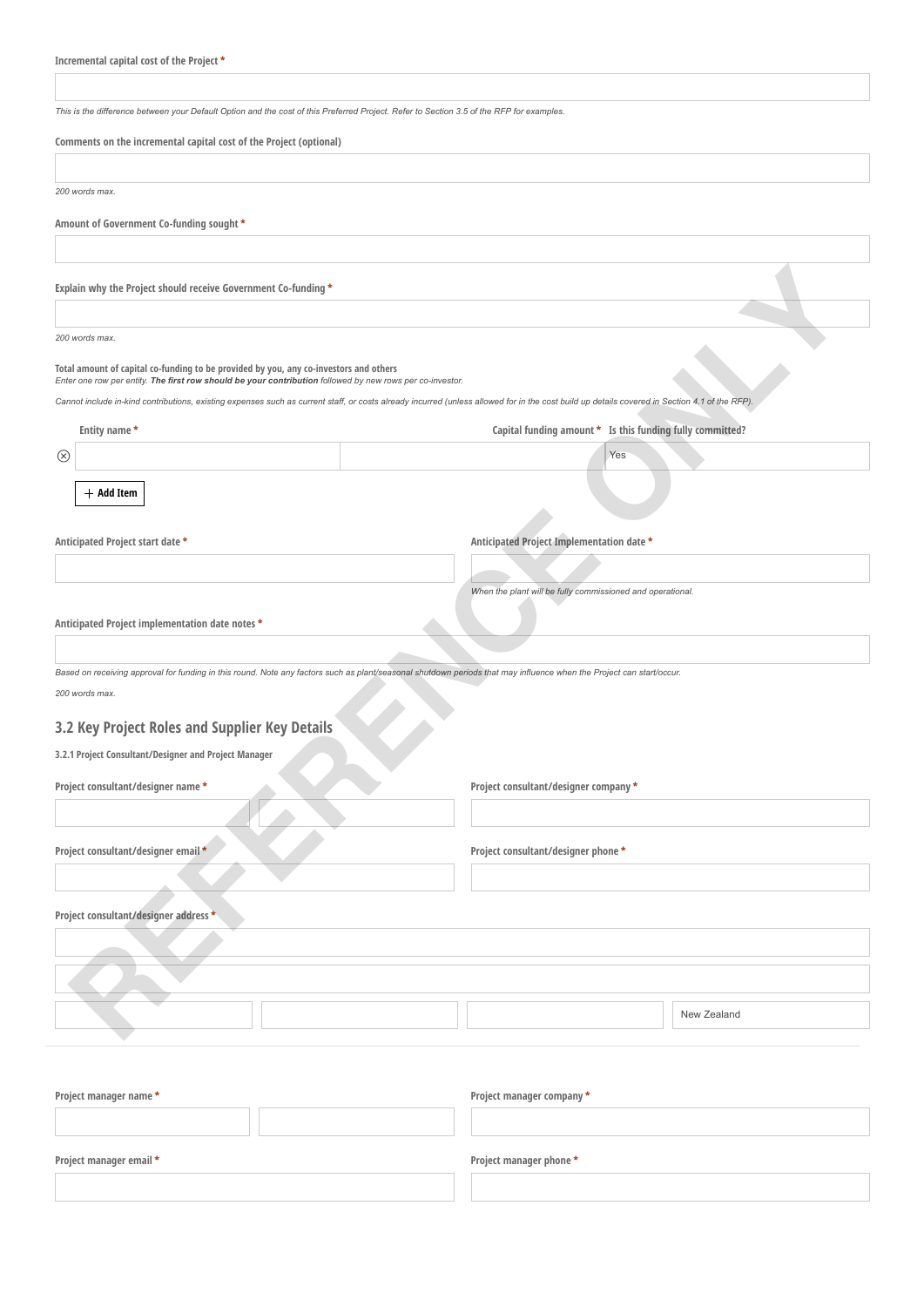**Incremental capital cost of the Project** *

*This is the difference between your Default Option and the cost of this Preferred Project. Refer to Section 3.5 of the RFP for examples.*

**Comments on the incremental capital cost of the Project (optional)**

*200 words max.*

**Amount of Government Co-funding sought** *

**Explain why the Project should receive Government Co-funding** *

*200 words max.*

**Total amount of capital co-funding to be provided by you, any co-investors and others**

*Enter one row per entity.* ***The first row should be your contribution*** *followed by new rows per co-investor.*

*Cannot include in-kind contributions, existing expenses such as current staff, or costs already incurred (unless allowed for in the cost build up details covered in Section 4.1 of the RFP).*

| Entity name * | Capital funding amount * | Is this funding fully committed? |
| --- | --- | --- |
| | | Yes |

+ Add Item

**Anticipated Project start date** *

**Anticipated Project Implementation date** *

*When the plant will be fully commissioned and operational.*

**Anticipated Project implementation date notes** *

*Based on receiving approval for funding in this round. Note any factors such as plant/seasonal shutdown periods that may influence when the Project can start/occur.*

*200 words max.*

## 3.2 Key Project Roles and Supplier Key Details

#### 3.2.1 Project Consultant/Designer and Project Manager

**Project consultant/designer name** *

**Project consultant/designer company** *

**Project consultant/designer email** *

**Project consultant/designer phone** *

**Project consultant/designer address** *

New Zealand

---

**Project manager name** *

**Project manager company** *

**Project manager email** *

**Project manager phone** *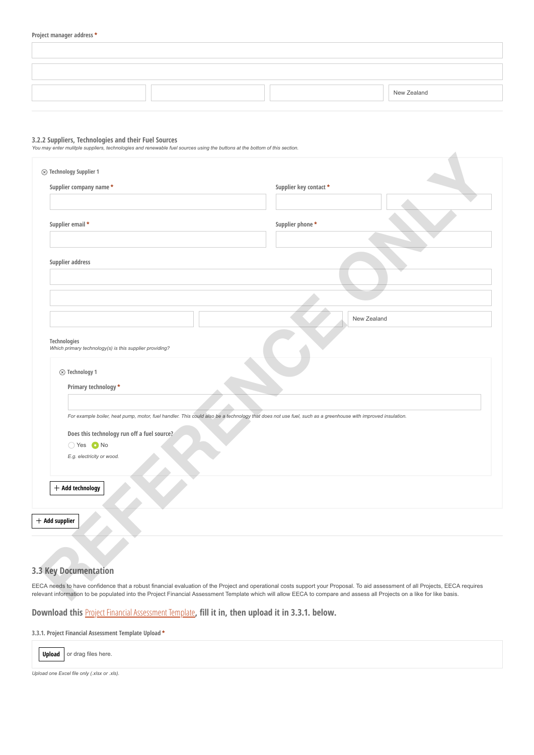Project manager address *

New Zealand

### 3.2.2 Suppliers, Technologies and their Fuel Sources

*You may enter mulitple suppliers, technologies and renewable fuel sources using the buttons at the bottom of this section.*

Technology Supplier 1

Supplier company name *

Supplier key contact *

Supplier email *

Supplier phone *

Supplier address

New Zealand

Technologies

*Which primary technology(s) is this supplier providing?*

Technology 1

Primary technology *

*For example boiler, heat pump, motor, fuel handler. This could also be a technology that does not use fuel, such as a greenhouse with improved insulation.*

Does this technology run off a fuel source?

- Yes
- No (selected)

*E.g. electricity or wood.*

+ Add technology

+ Add supplier

## 3.3 Key Documentation

EECA needs to have confidence that a robust financial evaluation of the Project and operational costs support your Proposal. To aid assessment of all Projects, EECA requires relevant information to be populated into the Project Financial Assessment Template which will allow EECA to compare and assess all Projects on a like for like basis.

**Download this Project Financial Assessment Template, fill it in, then upload it in 3.3.1. below.**

#### 3.3.1. Project Financial Assessment Template Upload *

Upload or drag files here.

*Upload one Excel file only (.xlsx or .xls).*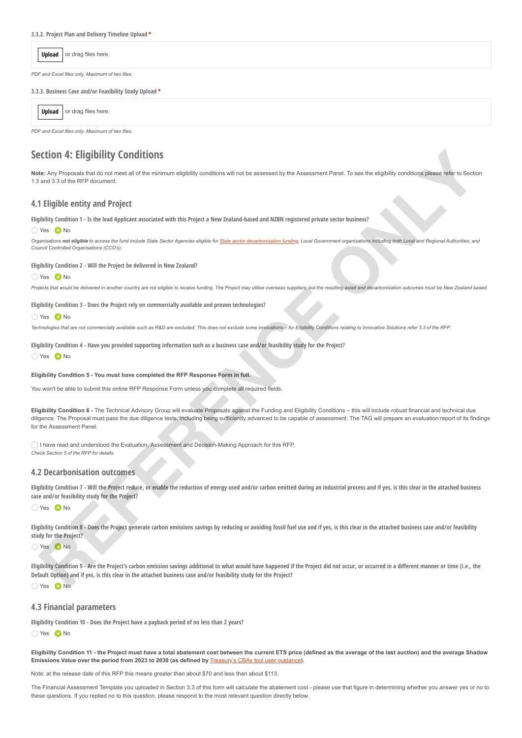**3.3.2. Project Plan and Delivery Timeline Upload** *

**Upload** or drag files here.

*PDF and Excel files only. Maximum of two files.*

**3.3.3. Business Case and/or Feasibility Study Upload** *

**Upload** or drag files here.

*PDF and Excel files only. Maximum of two files.*

# Section 4: Eligibility Conditions

**Note:** Any Proposals that do not meet all of the minimum eligibility conditions will not be assessed by the Assessment Panel. To see the eligibility conditions please refer to Section 1.3 and 3.3 of the RFP document.

## 4.1 Eligible entity and Project

**Eligibility Condition 1 - Is the lead Applicant associated with this Project a New Zealand-based and NZBN registered private sector business?**

- ○ Yes
- ● No

*Organisations **not eligible** to access the fund include State Sector Agencies eligible for State sector decarbonisation funding; Local Government organisations including both Local and Regional Authorities; and Council Controlled Organisations (CCO's).*

**Eligibility Condition 2 - Will the Project be delivered in New Zealand?**

- ○ Yes
- ● No

*Projects that would be delivered in another country are not eligible to receive funding. The Project may utilise overseas suppliers, but the resulting asset and decarbonisation outcomes must be New Zealand based.*

**Eligibility Condition 3 - Does the Project rely on commercially available and proven technologies?**

- ○ Yes
- ● No

*Technologies that are not commercially available such as R&D are excluded. This does not exclude some innovations – for Eligibility Conditions relating to Innovative Solutions refer 3.3 of the RFP.*

**Eligibility Condition 4 - Have you provided supporting information such as a business case and/or feasibility study for the Project?**

- ○ Yes
- ● No

**Eligibility Condition 5 - You must have completed the RFP Response Form in full.**

You won't be able to submit this online RFP Response Form unless you complete all required fields.

**Eligibility Condition 6 -** The Technical Advisory Group will evaluate Proposals against the Funding and Eligibility Conditions – this will include robust financial and technical due diligence. The Proposal must pass the due diligence tests, including being sufficiently advanced to be capable of assessment. The TAG will prepare an evaluation report of its findings for the Assessment Panel.

☐ I have read and understood the Evaluation, Assessment and Decision-Making Approach for this RFP.
*Check Section 5 of the RFP for details.*

## 4.2 Decarbonisation outcomes

**Eligibility Condition 7 - Will the Project reduce, or enable the reduction of energy used and/or carbon emitted during an industrial process and if yes, is this clear in the attached business case and/or feasibility study for the Project?**

- ○ Yes
- ● No

**Eligibility Condition 8 - Does the Project generate carbon emissions savings by reducing or avoiding fossil fuel use and if yes, is this clear in the attached business case and/or feasibility study for the Project?**

- ○ Yes
- ● No

**Eligibility Condition 9 - Are the Project's carbon emission savings additional to what would have happened if the Project did not occur, or occurred in a different manner or time (i.e., the Default Option) and if yes, is this clear in the attached business case and/or feasibility study for the Project?**

- ○ Yes
- ● No

## 4.3 Financial parameters

**Eligibility Condition 10 - Does the Project have a payback period of no less than 2 years?**

- ○ Yes
- ● No

**Eligibility Condition 11 - the Project must have a total abatement cost between the current ETS price (defined as the average of the last auction) and the average Shadow Emissions Value over the period from 2023 to 2030 (as defined by Treasury's CBAx tool user guidance).**

Note: at the release date of this RFP this means greater than about $70 and less than about $113.

The Financial Assessment Template you uploaded in Section 3.3 of this form will calculate the abatement cost - please use that figure in determining whether you answer yes or no to these questions. If you replied no to this question, please respond to the most relevant question directly below.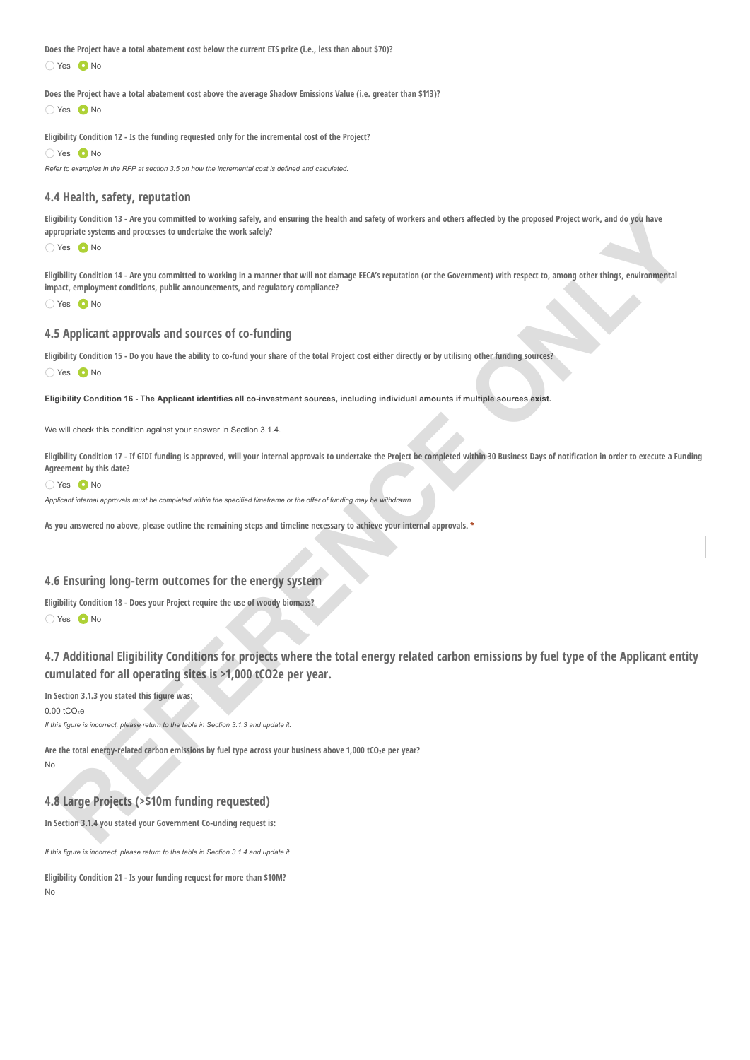**Does the Project have a total abatement cost below the current ETS price (i.e., less than about $70)?**

○ Yes ● No

**Does the Project have a total abatement cost above the average Shadow Emissions Value (i.e. greater than $113)?**

○ Yes ● No

**Eligibility Condition 12 - Is the funding requested only for the incremental cost of the Project?**

○ Yes ● No

*Refer to examples in the RFP at section 3.5 on how the incremental cost is defined and calculated.*

## 4.4 Health, safety, reputation

**Eligibility Condition 13 - Are you committed to working safely, and ensuring the health and safety of workers and others affected by the proposed Project work, and do you have appropriate systems and processes to undertake the work safely?**

○ Yes ● No

**Eligibility Condition 14 - Are you committed to working in a manner that will not damage EECA's reputation (or the Government) with respect to, among other things, environmental impact, employment conditions, public announcements, and regulatory compliance?**

○ Yes ● No

## 4.5 Applicant approvals and sources of co-funding

**Eligibility Condition 15 - Do you have the ability to co-fund your share of the total Project cost either directly or by utilising other funding sources?**

○ Yes ● No

**Eligibility Condition 16 - The Applicant identifies all co-investment sources, including individual amounts if multiple sources exist.**

We will check this condition against your answer in Section 3.1.4.

**Eligibility Condition 17 - If GIDI funding is approved, will your internal approvals to undertake the Project be completed within 30 Business Days of notification in order to execute a Funding Agreement by this date?**

○ Yes ● No

*Applicant internal approvals must be completed within the specified timeframe or the offer of funding may be withdrawn.*

**As you answered no above, please outline the remaining steps and timeline necessary to achieve your internal approvals. \***

## 4.6 Ensuring long-term outcomes for the energy system

**Eligibility Condition 18 - Does your Project require the use of woody biomass?**

○ Yes ● No

## 4.7 Additional Eligibility Conditions for projects where the total energy related carbon emissions by fuel type of the Applicant entity cumulated for all operating sites is >1,000 tCO2e per year.

**In Section 3.1.3 you stated this figure was:**

0.00 $tCO_2e$

*If this figure is incorrect, please return to the table in Section 3.1.3 and update it.*

**Are the total energy-related carbon emissions by fuel type across your business above 1,000 $tCO_2e$ per year?**

No

## 4.8 Large Projects (>$10m funding requested)

**In Section 3.1.4 you stated your Government Co-unding request is:**

*If this figure is incorrect, please return to the table in Section 3.1.4 and update it.*

**Eligibility Condition 21 - Is your funding request for more than $10M?**

No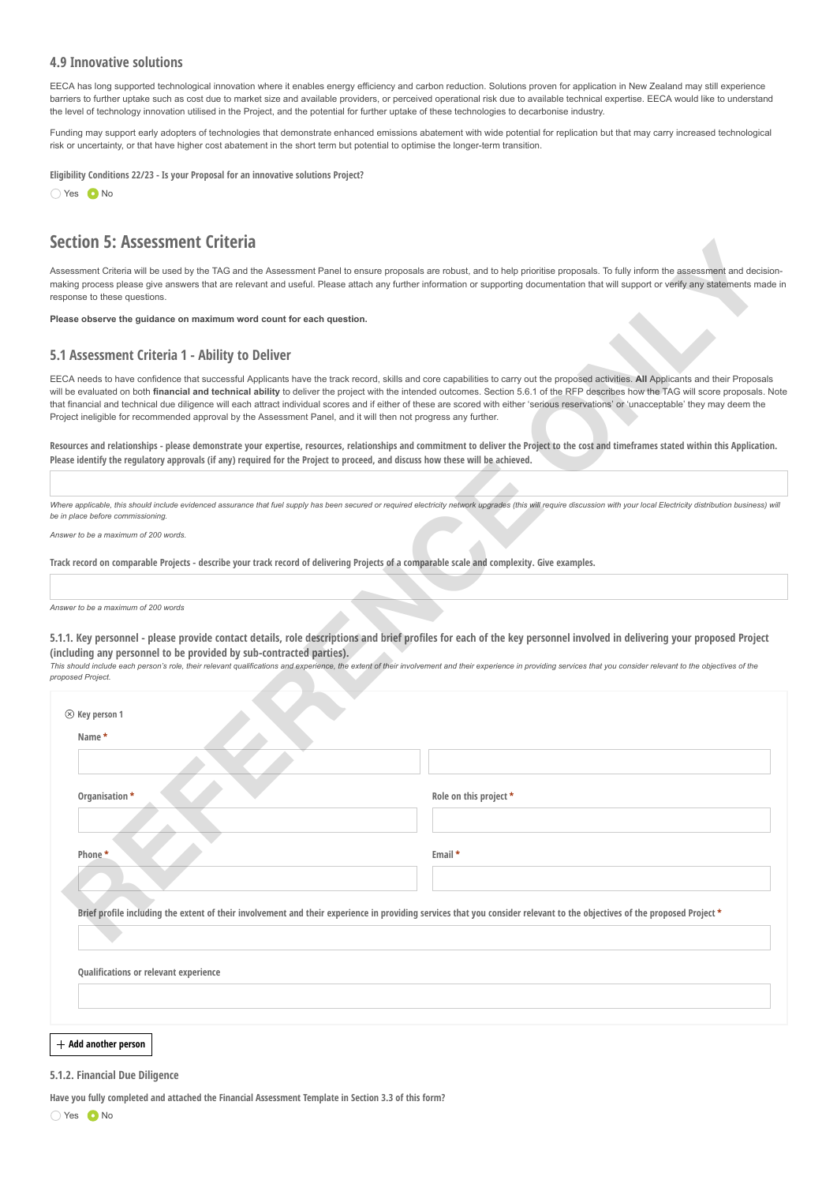### 4.9 Innovative solutions

EECA has long supported technological innovation where it enables energy efficiency and carbon reduction. Solutions proven for application in New Zealand may still experience barriers to further uptake such as cost due to market size and available providers, or perceived operational risk due to available technical expertise. EECA would like to understand the level of technology innovation utilised in the Project, and the potential for further uptake of these technologies to decarbonise industry.

Funding may support early adopters of technologies that demonstrate enhanced emissions abatement with wide potential for replication but that may carry increased technological risk or uncertainty, or that have higher cost abatement in the short term but potential to optimise the longer-term transition.

**Eligibility Conditions 22/23 - Is your Proposal for an innovative solutions Project?**

○ Yes ◉ No

## Section 5: Assessment Criteria

Assessment Criteria will be used by the TAG and the Assessment Panel to ensure proposals are robust, and to help prioritise proposals. To fully inform the assessment and decision-making process please give answers that are relevant and useful. Please attach any further information or supporting documentation that will support or verify any statements made in response to these questions.

**Please observe the guidance on maximum word count for each question.**

### 5.1 Assessment Criteria 1 - Ability to Deliver

EECA needs to have confidence that successful Applicants have the track record, skills and core capabilities to carry out the proposed activities. **All** Applicants and their Proposals will be evaluated on both **financial and technical ability** to deliver the project with the intended outcomes. Section 5.6.1 of the RFP describes how the TAG will score proposals. Note that financial and technical due diligence will each attract individual scores and if either of these are scored with either 'serious reservations' or 'unacceptable' they may deem the Project ineligible for recommended approval by the Assessment Panel, and it will then not progress any further.

**Resources and relationships - please demonstrate your expertise, resources, relationships and commitment to deliver the Project to the cost and timeframes stated within this Application. Please identify the regulatory approvals (if any) required for the Project to proceed, and discuss how these will be achieved.**

*Where applicable, this should include evidenced assurance that fuel supply has been secured or required electricity network upgrades (this will require discussion with your local Electricity distribution business) will be in place before commissioning.*

*Answer to be a maximum of 200 words.*

**Track record on comparable Projects - describe your track record of delivering Projects of a comparable scale and complexity. Give examples.**

*Answer to be a maximum of 200 words*

**5.1.1. Key personnel - please provide contact details, role descriptions and brief profiles for each of the key personnel involved in delivering your proposed Project (including any personnel to be provided by sub-contracted parties).**

*This should include each person's role, their relevant qualifications and experience, the extent of their involvement and their experience in providing services that you consider relevant to the objectives of the proposed Project.*

**Key person 1**

**Name \***

**Organisation \***

**Role on this project \***

**Phone \***

**Email \***

**Brief profile including the extent of their involvement and their experience in providing services that you consider relevant to the objectives of the proposed Project \***

**Qualifications or relevant experience**

**+ Add another person**

**5.1.2. Financial Due Diligence**

**Have you fully completed and attached the Financial Assessment Template in Section 3.3 of this form?**

○ Yes ◉ No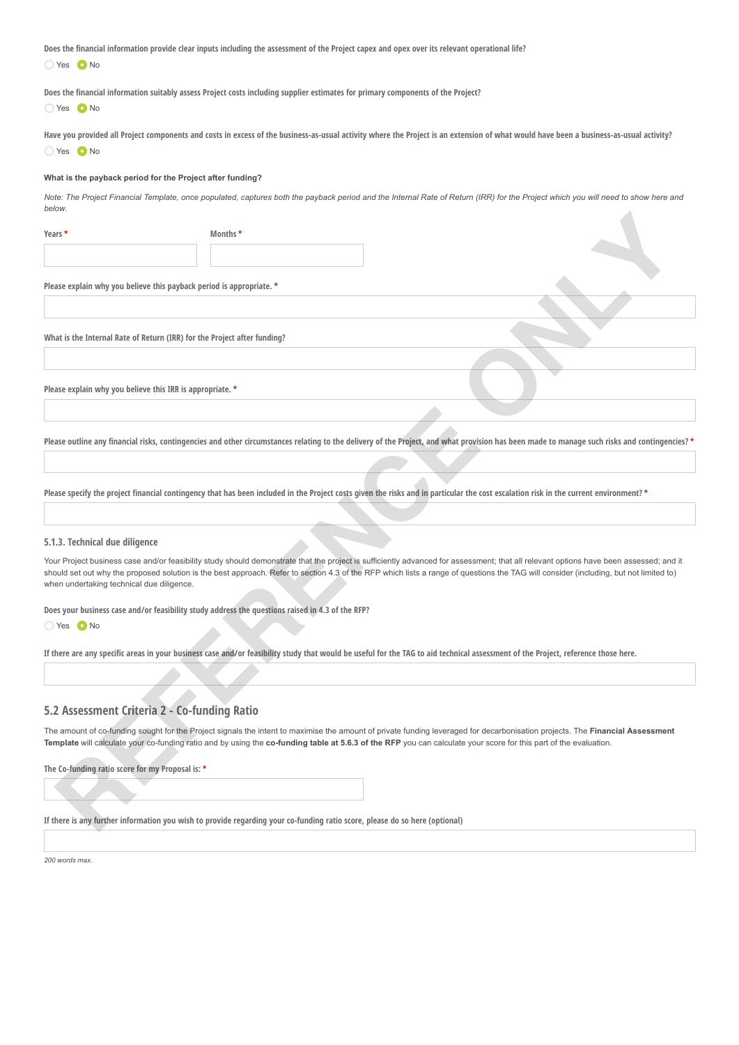**Does the financial information provide clear inputs including the assessment of the Project capex and opex over its relevant operational life?**

○ Yes ◉ No

**Does the financial information suitably assess Project costs including supplier estimates for primary components of the Project?**

○ Yes ◉ No

**Have you provided all Project components and costs in excess of the business-as-usual activity where the Project is an extension of what would have been a business-as-usual activity?**

○ Yes ◉ No

**What is the payback period for the Project after funding?**

*Note: The Project Financial Template, once populated, captures both the payback period and the Internal Rate of Return (IRR) for the Project which you will need to show here and below.*

**Years *** | **Months ***

**Please explain why you believe this payback period is appropriate. ***

**What is the Internal Rate of Return (IRR) for the Project after funding?**

**Please explain why you believe this IRR is appropriate. ***

**Please outline any financial risks, contingencies and other circumstances relating to the delivery of the Project, and what provision has been made to manage such risks and contingencies? ***

**Please specify the project financial contingency that has been included in the Project costs given the risks and in particular the cost escalation risk in the current environment? ***

### 5.1.3. Technical due diligence

Your Project business case and/or feasibility study should demonstrate that the project is sufficiently advanced for assessment; that all relevant options have been assessed; and it should set out why the proposed solution is the best approach. Refer to section 4.3 of the RFP which lists a range of questions the TAG will consider (including, but not limited to) when undertaking technical due diligence.

**Does your business case and/or feasibility study address the questions raised in 4.3 of the RFP?**

○ Yes ◉ No

**If there are any specific areas in your business case and/or feasibility study that would be useful for the TAG to aid technical assessment of the Project, reference those here.**

## 5.2 Assessment Criteria 2 - Co-funding Ratio

The amount of co-funding sought for the Project signals the intent to maximise the amount of private funding leveraged for decarbonisation projects. The **Financial Assessment Template** will calculate your co-funding ratio and by using the **co-funding table at 5.6.3 of the RFP** you can calculate your score for this part of the evaluation.

**The Co-funding ratio score for my Proposal is: ***

**If there is any further information you wish to provide regarding your co-funding ratio score, please do so here (optional)**

*200 words max.*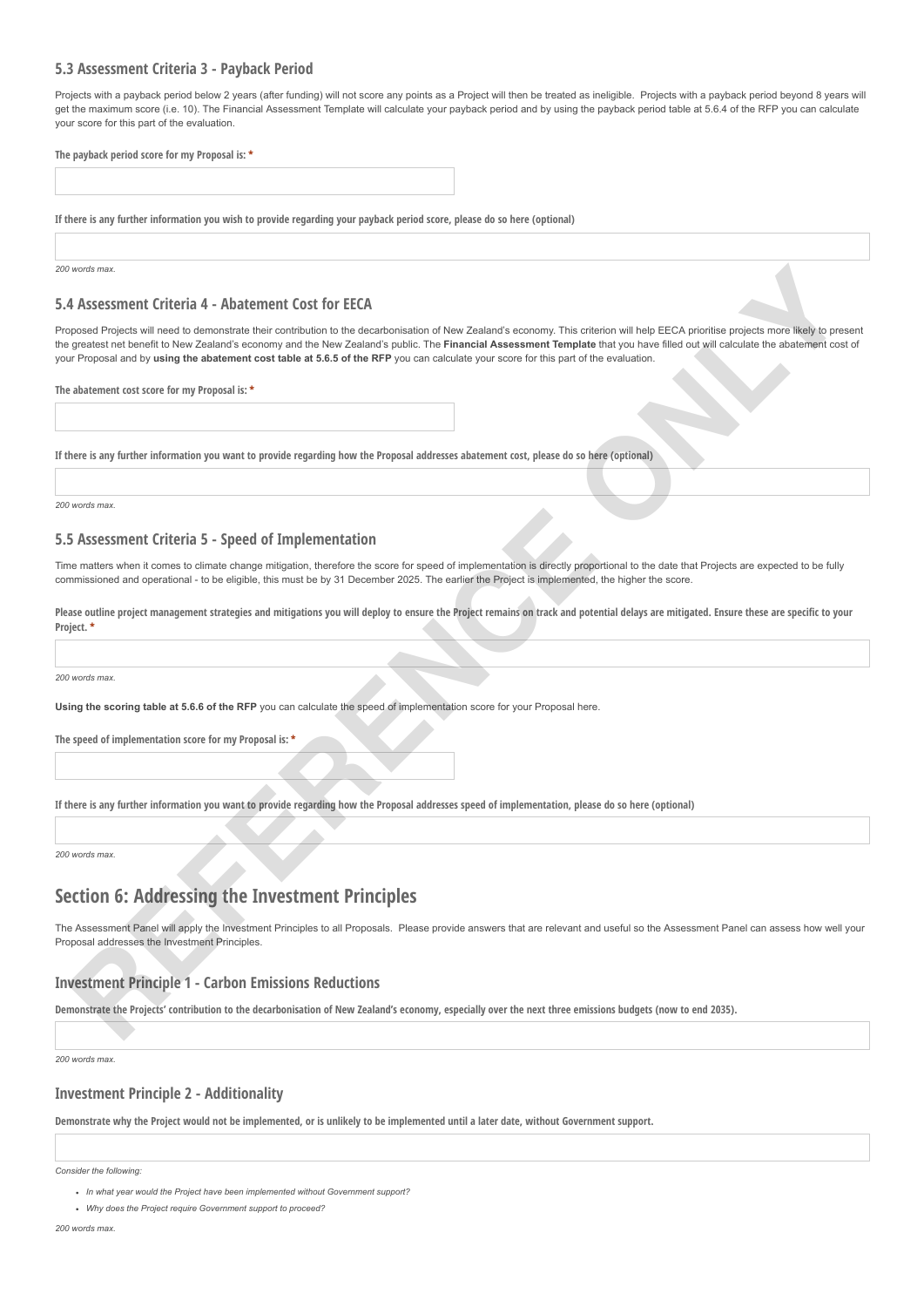### 5.3 Assessment Criteria 3 - Payback Period

Projects with a payback period below 2 years (after funding) will not score any points as a Project will then be treated as ineligible. Projects with a payback period beyond 8 years will get the maximum score (i.e. 10). The Financial Assessment Template will calculate your payback period and by using the payback period table at 5.6.4 of the RFP you can calculate your score for this part of the evaluation.

**The payback period score for my Proposal is:** *

**If there is any further information you wish to provide regarding your payback period score, please do so here (optional)**

*200 words max.*

### 5.4 Assessment Criteria 4 - Abatement Cost for EECA

Proposed Projects will need to demonstrate their contribution to the decarbonisation of New Zealand's economy. This criterion will help EECA prioritise projects more likely to present the greatest net benefit to New Zealand's economy and the New Zealand's public. The **Financial Assessment Template** that you have filled out will calculate the abatement cost of your Proposal and by **using the abatement cost table at 5.6.5 of the RFP** you can calculate your score for this part of the evaluation.

**The abatement cost score for my Proposal is:** *

**If there is any further information you want to provide regarding how the Proposal addresses abatement cost, please do so here (optional)**

*200 words max.*

### 5.5 Assessment Criteria 5 - Speed of Implementation

Time matters when it comes to climate change mitigation, therefore the score for speed of implementation is directly proportional to the date that Projects are expected to be fully commissioned and operational - to be eligible, this must be by 31 December 2025. The earlier the Project is implemented, the higher the score.

**Please outline project management strategies and mitigations you will deploy to ensure the Project remains on track and potential delays are mitigated. Ensure these are specific to your Project.** *

*200 words max.*

**Using the scoring table at 5.6.6 of the RFP** you can calculate the speed of implementation score for your Proposal here.

**The speed of implementation score for my Proposal is:** *

**If there is any further information you want to provide regarding how the Proposal addresses speed of implementation, please do so here (optional)**

*200 words max.*

## Section 6: Addressing the Investment Principles

The Assessment Panel will apply the Investment Principles to all Proposals. Please provide answers that are relevant and useful so the Assessment Panel can assess how well your Proposal addresses the Investment Principles.

### Investment Principle 1 - Carbon Emissions Reductions

**Demonstrate the Projects' contribution to the decarbonisation of New Zealand's economy, especially over the next three emissions budgets (now to end 2035).**

*200 words max.*

### Investment Principle 2 - Additionality

**Demonstrate why the Project would not be implemented, or is unlikely to be implemented until a later date, without Government support.**

*Consider the following:*

- *In what year would the Project have been implemented without Government support?*
- *Why does the Project require Government support to proceed?*

*200 words max.*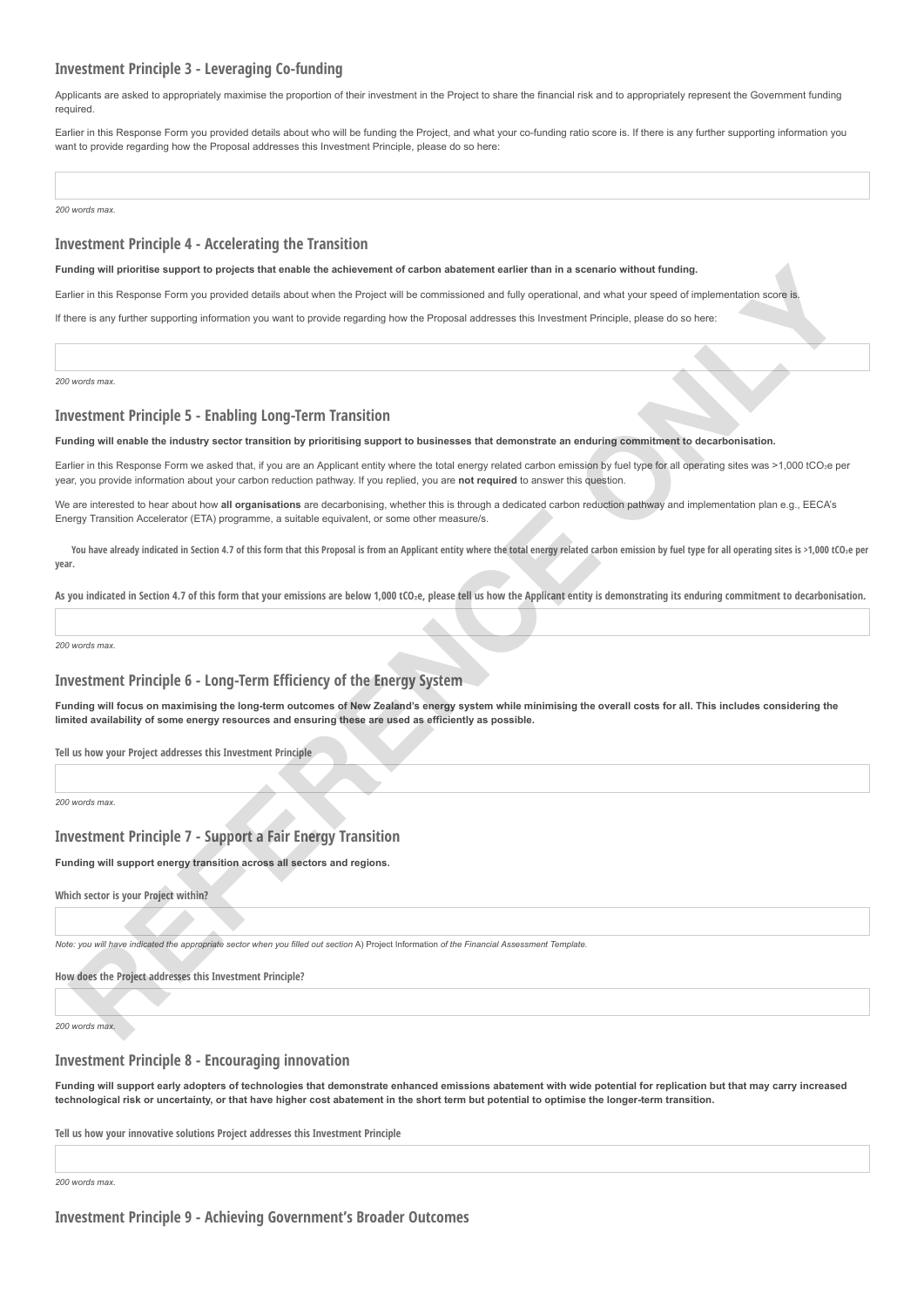## Investment Principle 3 - Leveraging Co-funding

Applicants are asked to appropriately maximise the proportion of their investment in the Project to share the financial risk and to appropriately represent the Government funding required.

Earlier in this Response Form you provided details about who will be funding the Project, and what your co-funding ratio score is. If there is any further supporting information you want to provide regarding how the Proposal addresses this Investment Principle, please do so here:

*200 words max.*

## Investment Principle 4 - Accelerating the Transition

**Funding will prioritise support to projects that enable the achievement of carbon abatement earlier than in a scenario without funding.**

Earlier in this Response Form you provided details about when the Project will be commissioned and fully operational, and what your speed of implementation score is.

If there is any further supporting information you want to provide regarding how the Proposal addresses this Investment Principle, please do so here:

*200 words max.*

## Investment Principle 5 - Enabling Long-Term Transition

**Funding will enable the industry sector transition by prioritising support to businesses that demonstrate an enduring commitment to decarbonisation.**

Earlier in this Response Form we asked that, if you are an Applicant entity where the total energy related carbon emission by fuel type for all operating sites was >1,000 $tCO_2e$ per year, you provide information about your carbon reduction pathway. If you replied, you are **not required** to answer this question.

We are interested to hear about how **all organisations** are decarbonising, whether this is through a dedicated carbon reduction pathway and implementation plan e.g., EECA's Energy Transition Accelerator (ETA) programme, a suitable equivalent, or some other measure/s.

**You have already indicated in Section 4.7 of this form that this Proposal is from an Applicant entity where the total energy related carbon emission by fuel type for all operating sites is >1,000 $tCO_2e$ per year.**

**As you indicated in Section 4.7 of this form that your emissions are below 1,000 $tCO_2e$, please tell us how the Applicant entity is demonstrating its enduring commitment to decarbonisation.**

*200 words max.*

## Investment Principle 6 - Long-Term Efficiency of the Energy System

**Funding will focus on maximising the long-term outcomes of New Zealand's energy system while minimising the overall costs for all. This includes considering the limited availability of some energy resources and ensuring these are used as efficiently as possible.**

**Tell us how your Project addresses this Investment Principle**

*200 words max.*

## Investment Principle 7 - Support a Fair Energy Transition

**Funding will support energy transition across all sectors and regions.**

**Which sector is your Project within?**

*Note: you will have indicated the appropriate sector when you filled out section* A) Project Information *of the Financial Assessment Template.*

**How does the Project addresses this Investment Principle?**

*200 words max.*

## Investment Principle 8 - Encouraging innovation

**Funding will support early adopters of technologies that demonstrate enhanced emissions abatement with wide potential for replication but that may carry increased technological risk or uncertainty, or that have higher cost abatement in the short term but potential to optimise the longer-term transition.**

**Tell us how your innovative solutions Project addresses this Investment Principle**

*200 words max.*

## Investment Principle 9 - Achieving Government's Broader Outcomes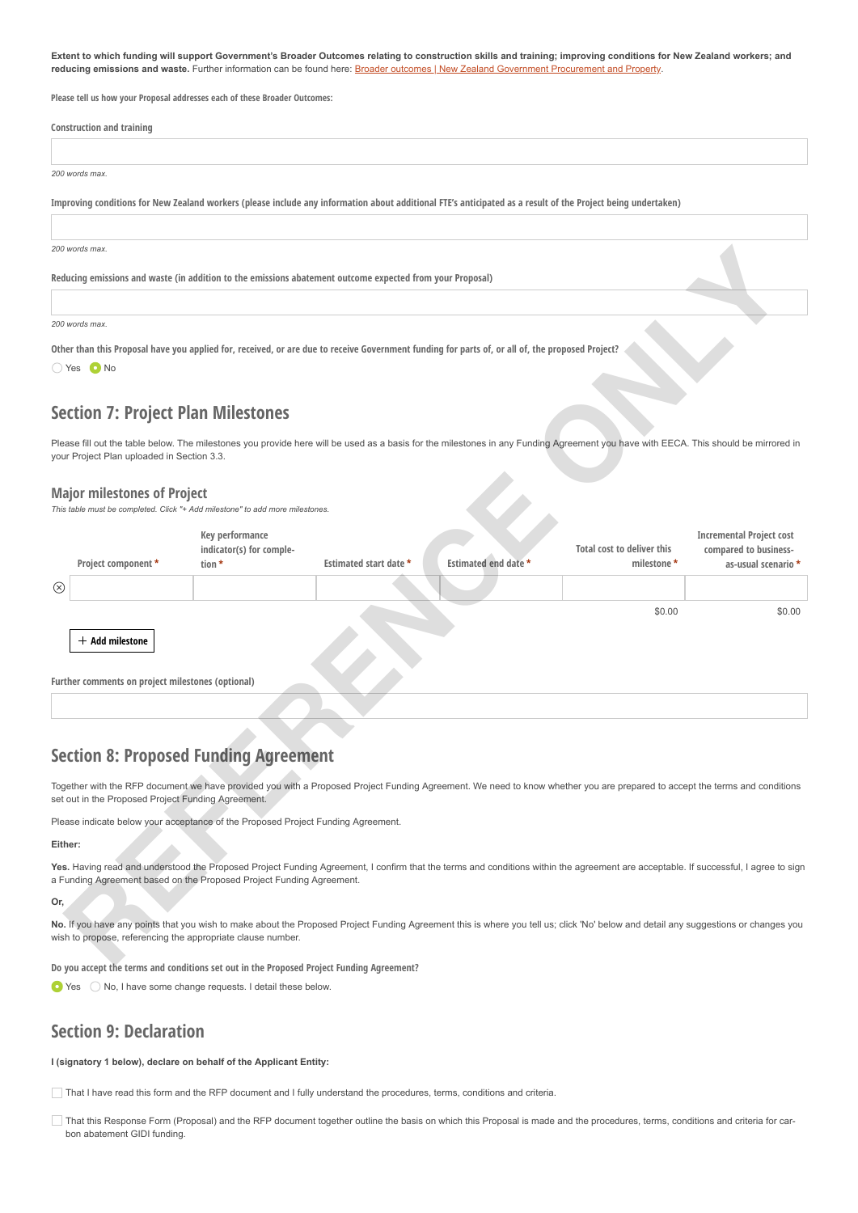**Extent to which funding will support Government's Broader Outcomes relating to construction skills and training; improving conditions for New Zealand workers; and reducing emissions and waste.** Further information can be found here: Broader outcomes | New Zealand Government Procurement and Property.

**Please tell us how your Proposal addresses each of these Broader Outcomes:**

**Construction and training**

*200 words max.*

**Improving conditions for New Zealand workers (please include any information about additional FTE's anticipated as a result of the Project being undertaken)**

*200 words max.*

**Reducing emissions and waste (in addition to the emissions abatement outcome expected from your Proposal)**

*200 words max.*

**Other than this Proposal have you applied for, received, or are due to receive Government funding for parts of, or all of, the proposed Project?**

○ Yes ● No

## Section 7: Project Plan Milestones

Please fill out the table below. The milestones you provide here will be used as a basis for the milestones in any Funding Agreement you have with EECA. This should be mirrored in your Project Plan uploaded in Section 3.3.

### Major milestones of Project

*This table must be completed. Click "+ Add milestone" to add more milestones.*

| Project component * | Key performance indicator(s) for completion * | Estimated start date * | Estimated end date * | Total cost to deliver this milestone * | Incremental Project cost compared to business-as-usual scenario * |
|---|---|---|---|---|---|
| | | | | | |
| | | | | $0.00 | $0.00 |

+ Add milestone

**Further comments on project milestones (optional)**

## Section 8: Proposed Funding Agreement

Together with the RFP document we have provided you with a Proposed Project Funding Agreement. We need to know whether you are prepared to accept the terms and conditions set out in the Proposed Project Funding Agreement.

Please indicate below your acceptance of the Proposed Project Funding Agreement.

**Either:**

**Yes.** Having read and understood the Proposed Project Funding Agreement, I confirm that the terms and conditions within the agreement are acceptable. If successful, I agree to sign a Funding Agreement based on the Proposed Project Funding Agreement.

**Or,**

**No.** If you have any points that you wish to make about the Proposed Project Funding Agreement this is where you tell us; click 'No' below and detail any suggestions or changes you wish to propose, referencing the appropriate clause number.

**Do you accept the terms and conditions set out in the Proposed Project Funding Agreement?**

● Yes ○ No, I have some change requests. I detail these below.

## Section 9: Declaration

**I (signatory 1 below), declare on behalf of the Applicant Entity:**

☐ That I have read this form and the RFP document and I fully understand the procedures, terms, conditions and criteria.

☐ That this Response Form (Proposal) and the RFP document together outline the basis on which this Proposal is made and the procedures, terms, conditions and criteria for carbon abatement GIDI funding.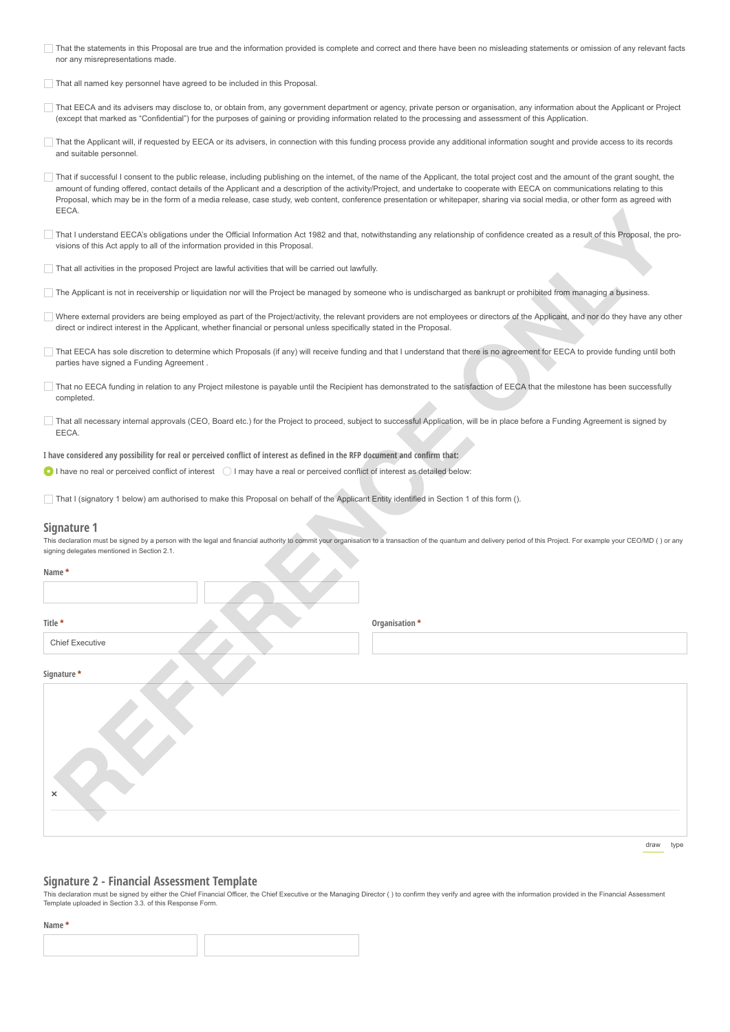- [ ] That the statements in this Proposal are true and the information provided is complete and correct and there have been no misleading statements or omission of any relevant facts nor any misrepresentations made.

- [ ] That all named key personnel have agreed to be included in this Proposal.

- [ ] That EECA and its advisers may disclose to, or obtain from, any government department or agency, private person or organisation, any information about the Applicant or Project (except that marked as "Confidential") for the purposes of gaining or providing information related to the processing and assessment of this Application.

- [ ] That the Applicant will, if requested by EECA or its advisers, in connection with this funding process provide any additional information sought and provide access to its records and suitable personnel.

- [ ] That if successful I consent to the public release, including publishing on the internet, of the name of the Applicant, the total project cost and the amount of the grant sought, the amount of funding offered, contact details of the Applicant and a description of the activity/Project, and undertake to cooperate with EECA on communications relating to this Proposal, which may be in the form of a media release, case study, web content, conference presentation or whitepaper, sharing via social media, or other form as agreed with EECA.

- [ ] That I understand EECA's obligations under the Official Information Act 1982 and that, notwithstanding any relationship of confidence created as a result of this Proposal, the provisions of this Act apply to all of the information provided in this Proposal.

- [ ] That all activities in the proposed Project are lawful activities that will be carried out lawfully.

- [ ] The Applicant is not in receivership or liquidation nor will the Project be managed by someone who is undischarged as bankrupt or prohibited from managing a business.

- [ ] Where external providers are being employed as part of the Project/activity, the relevant providers are not employees or directors of the Applicant, and nor do they have any other direct or indirect interest in the Applicant, whether financial or personal unless specifically stated in the Proposal.

- [ ] That EECA has sole discretion to determine which Proposals (if any) will receive funding and that I understand that there is no agreement for EECA to provide funding until both parties have signed a Funding Agreement .

- [ ] That no EECA funding in relation to any Project milestone is payable until the Recipient has demonstrated to the satisfaction of EECA that the milestone has been successfully completed.

- [ ] That all necessary internal approvals (CEO, Board etc.) for the Project to proceed, subject to successful Application, will be in place before a Funding Agreement is signed by EECA.

**I have considered any possibility for real or perceived conflict of interest as defined in the RFP document and confirm that:**

(●) I have no real or perceived conflict of interest ( ) I may have a real or perceived conflict of interest as detailed below:

- [ ] That I (signatory 1 below) am authorised to make this Proposal on behalf of the Applicant Entity identified in Section 1 of this form ().

## Signature 1

This declaration must be signed by a person with the legal and financial authority to commit your organisation to a transaction of the quantum and delivery period of this Project. For example your CEO/MD ( ) or any signing delegates mentioned in Section 2.1.

**Name** *

**Title** *

Chief Executive

**Organisation** *

**Signature** *

×

draw type

## Signature 2 - Financial Assessment Template

This declaration must be signed by either the Chief Financial Officer, the Chief Executive or the Managing Director ( ) to confirm they verify and agree with the information provided in the Financial Assessment Template uploaded in Section 3.3. of this Response Form.

**Name** *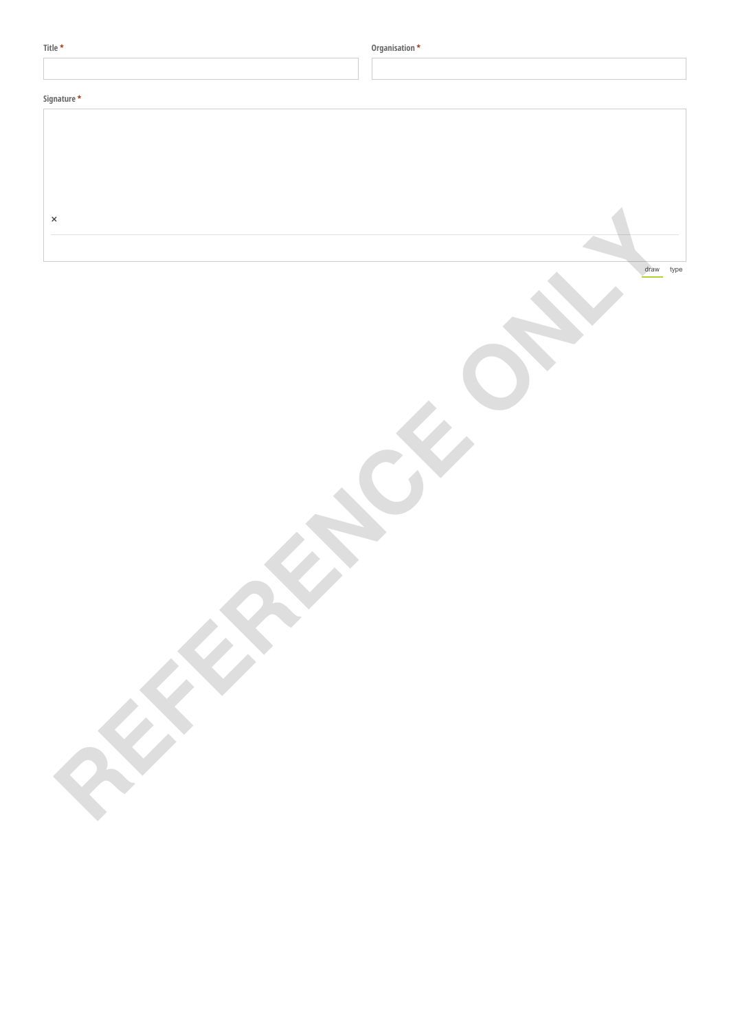Title *

Organisation *

Signature *

×

draw type

REFERENCE ONLY